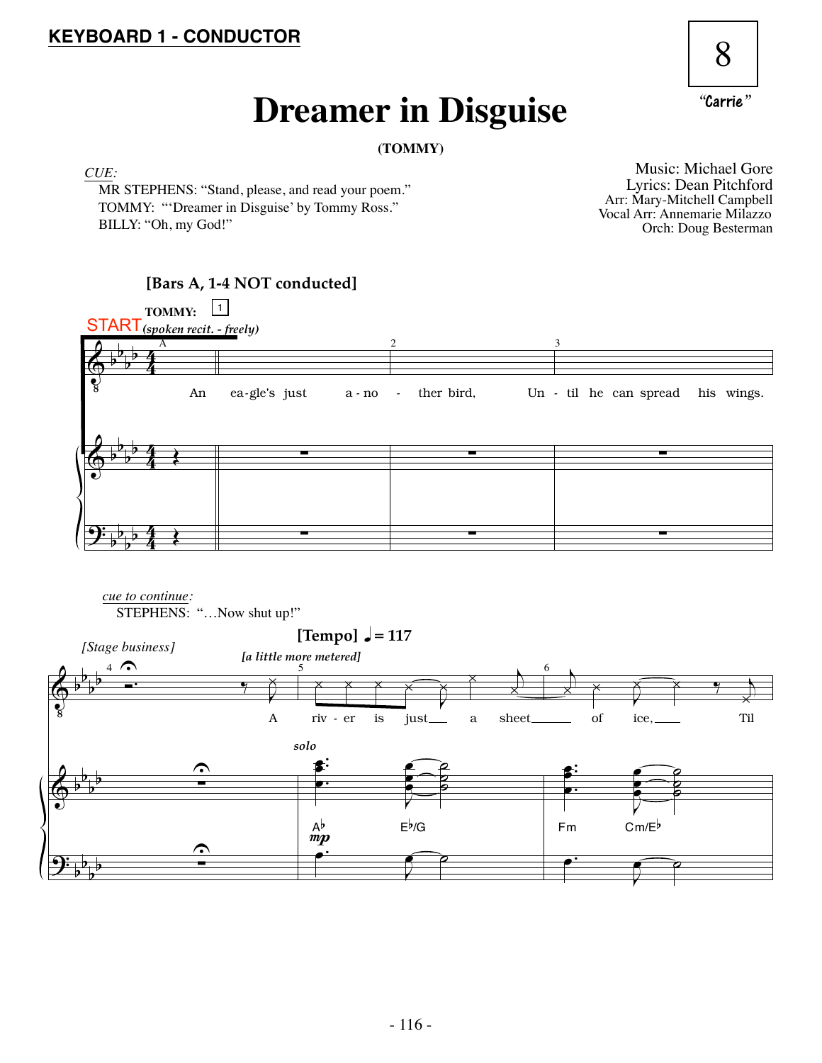**KEYBOARD 1 - CONDUCTOR**

8

*"Carrie"*

# Dreamer in Disguise

**(TOMMY)**

*CUE:*
MR STEPHENS: "Stand, please, and read your poem."
TOMMY: "'Dreamer in Disguise' by Tommy Ross."
BILLY: "Oh, my God!"

Music: Michael Gore
Lyrics: Dean Pitchford
Arr: Mary-Mitchell Campbell
Vocal Arr: Annemarie Milazzo
Orch: Doug Besterman

**[Bars A, 1-4 NOT conducted]**

START

**TOMMY:** *(spoken recit. - freely)*

An eagle's just another bird, Until he can spread his wings.

*cue to continue:*
STEPHENS: "…Now shut up!"

*[Stage business]*

**[Tempo]** ♩= 117

*[a little more metered]*

A river is just a sheet of ice, Til

*solo*

A♭ E♭/G Fm Cm/E♭

*mp*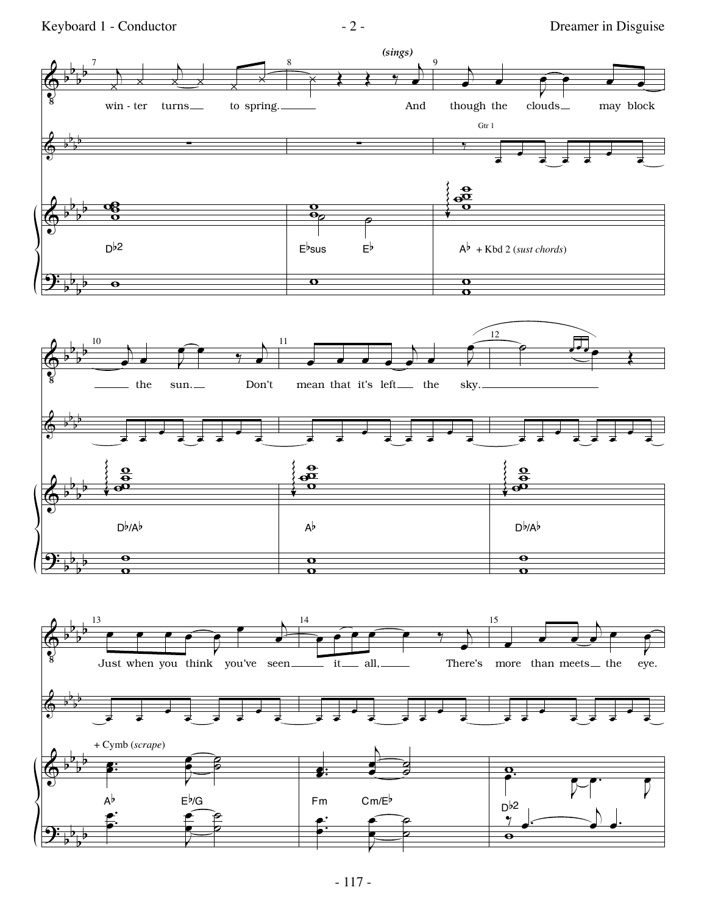*(sings)*

win - ter turns to spring. And though the clouds may block

Gtr 1

D♭2 | E♭sus E♭ | A♭ + Kbd 2 (*sust chords*)

the sun. Don't mean that it's left the sky.

D♭/A♭ | A♭ | D♭/A♭

Just when you think you've seen it all, There's more than meets the eye.

+ Cymb (*scrape*)

A♭ E♭/G | Fm Cm/E♭ | D♭2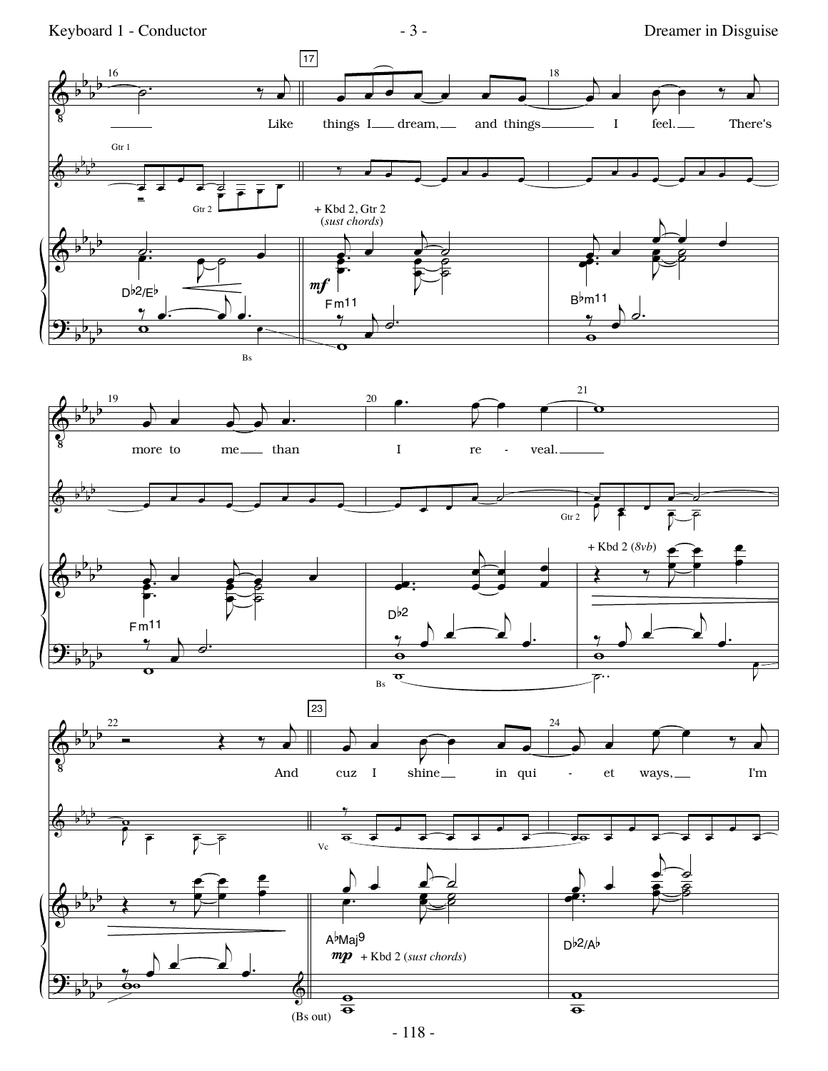16 — Like things I dream, and things I feel. There's

19 — more to me than I re - veal.

22 — And cuz I shine in qui - et ways, I'm

Gtr 1 | Gtr 2 | + Kbd 2, Gtr 2 (*sust chords*) | *mf* | Bs | Vc | + Kbd 2 (*8vb*) | *mp* + Kbd 2 (*sust chords*) | (Bs out)

Chords: D♭2/E♭ | Fm11 | B♭m11 | Fm11 | D♭2 | A♭Maj9 | D♭2/A♭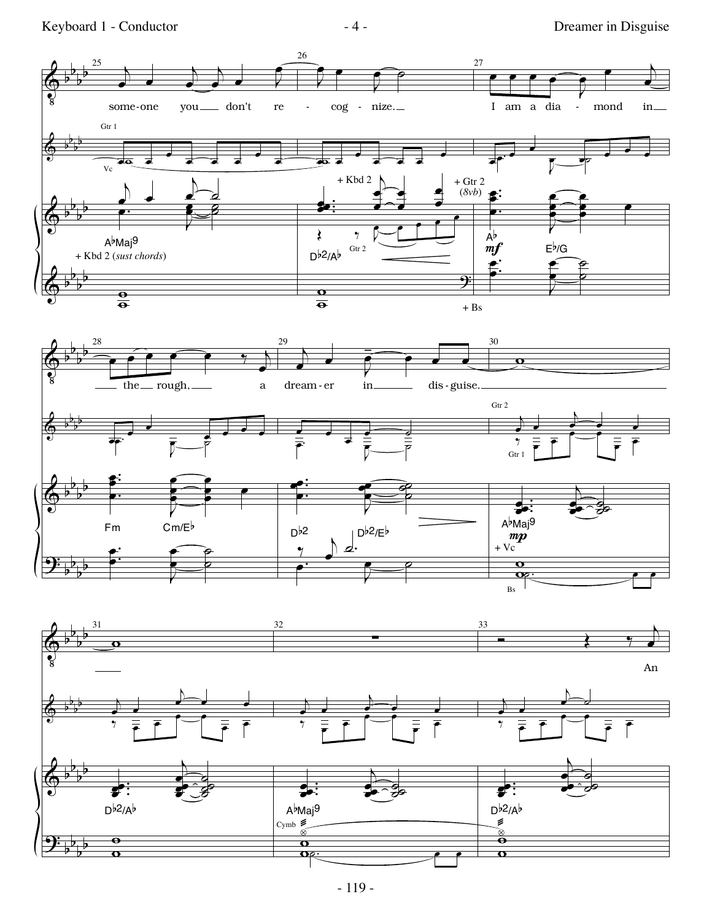some-one you don't re - cog - nize. I am a dia - mond in the rough, a dream - er in dis - guise. An

Gtr 1 / Vc / + Kbd 2 / + Gtr 2 (*8vb*) / Gtr 2 / Gtr 1

A♭Maj9 — + Kbd 2 (*sust chords*) — D♭2/A♭ — A♭ *mf* — E♭/G — + Bs

Fm — Cm/E♭ — D♭2 — D♭2/E♭ — A♭Maj9 *mp* — + Vc — Bs

D♭2/A♭ — A♭Maj9 — Cymb — D♭2/A♭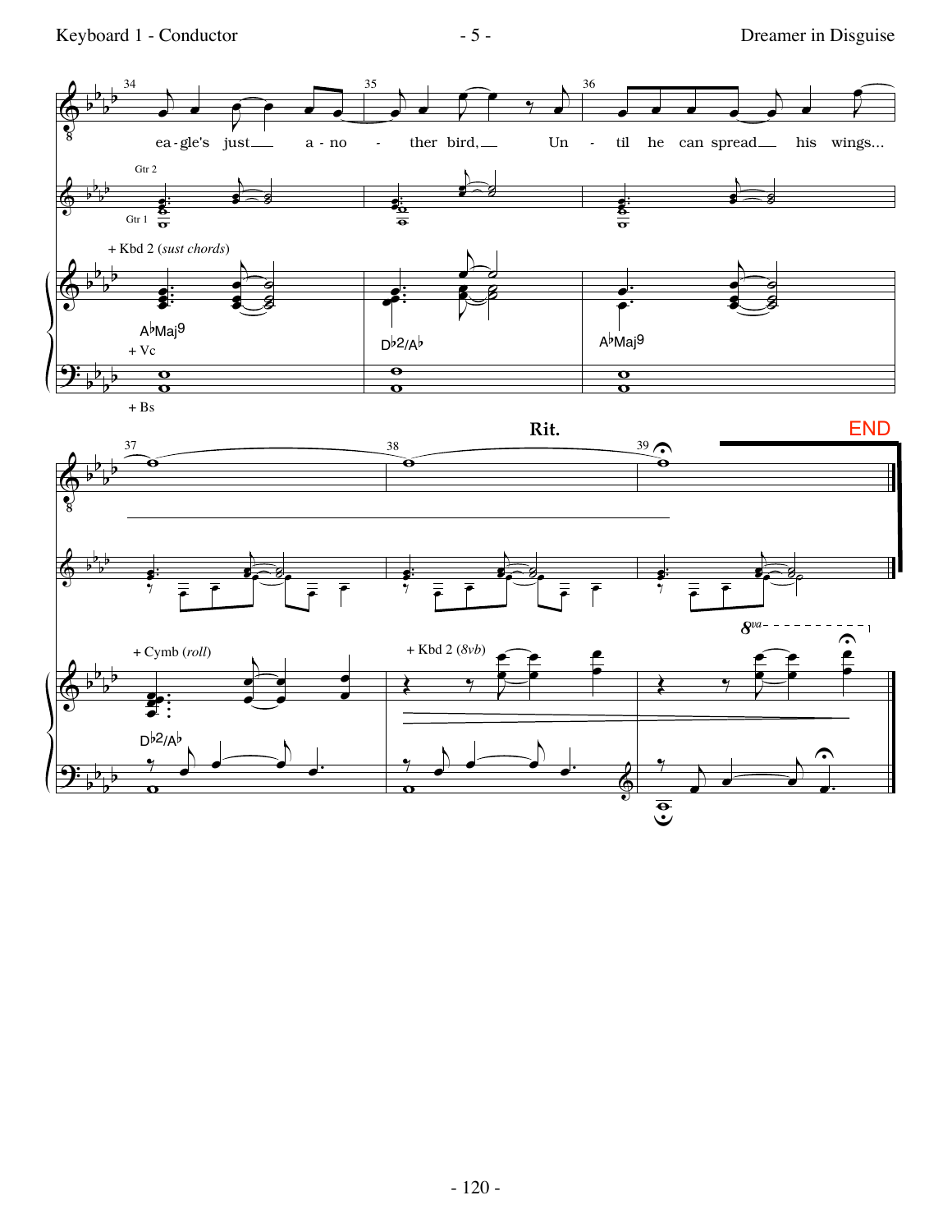34

ea - gle's just a - no - ther bird, Un - til he can spread his wings...

35

36

Gtr 2

Gtr 1

+ Kbd 2 (*sust chords*)

A♭Maj9

+ Vc

D♭2/A♭

A♭Maj9

+ Bs

Rit.

END

37

38

39

+ Cymb (*roll*)

+ Kbd 2 (*8vb*)

8va

D♭2/A♭